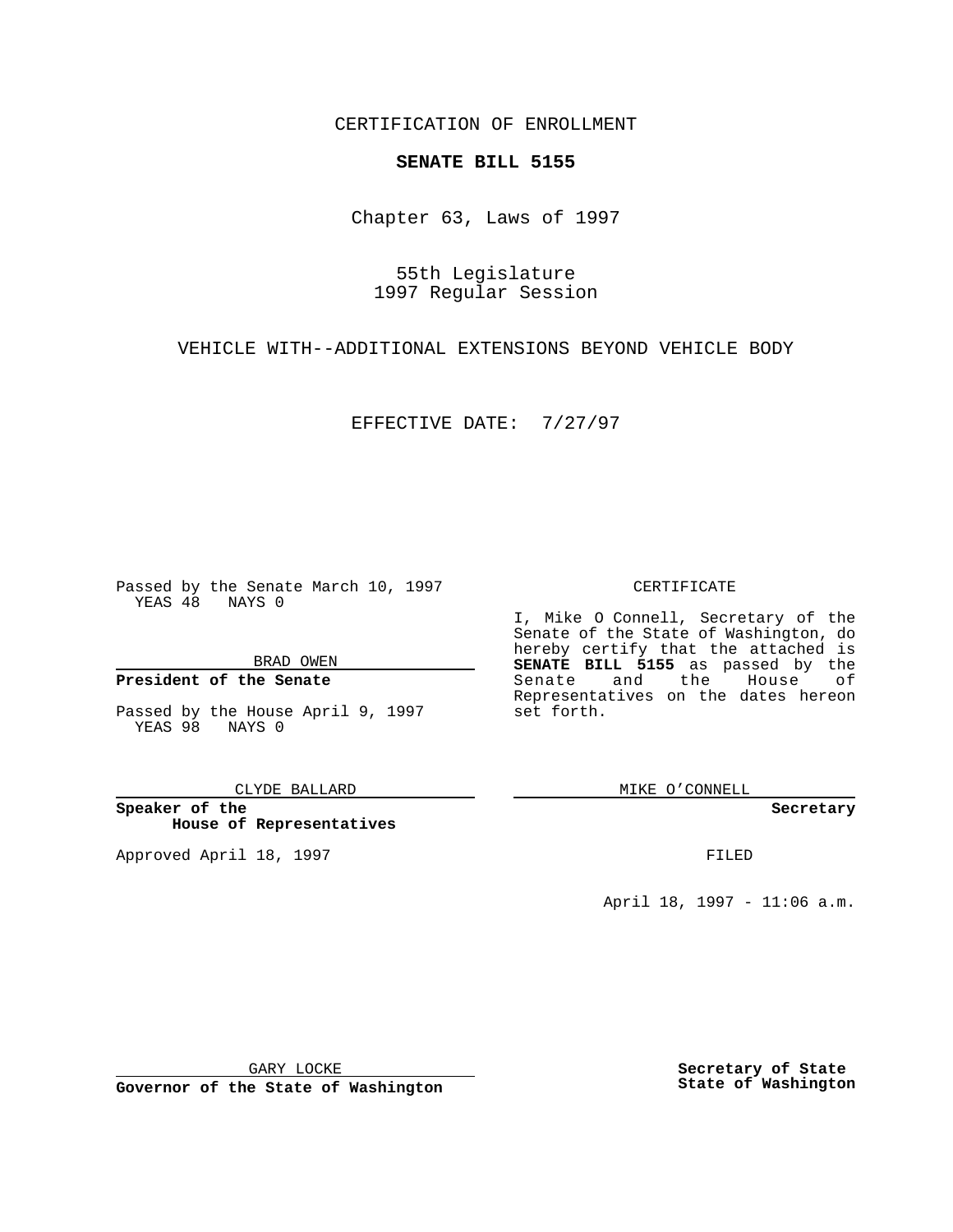CERTIFICATION OF ENROLLMENT

# SENATE BILL 5155

Chapter 63, Laws of 1997

55th Legislature
1997 Regular Session

VEHICLE WITH--ADDITIONAL EXTENSIONS BEYOND VEHICLE BODY

EFFECTIVE DATE: 7/27/97

Passed by the Senate March 10, 1997
YEAS 48 NAYS 0

BRAD OWEN

**President of the Senate**

Passed by the House April 9, 1997
YEAS 98 NAYS 0

CLYDE BALLARD

**Speaker of the House of Representatives**

Approved April 18, 1997

GARY LOCKE

**Governor of the State of Washington**

CERTIFICATE

I, Mike O Connell, Secretary of the Senate of the State of Washington, do hereby certify that the attached is **SENATE BILL 5155** as passed by the Senate and the House of Representatives on the dates hereon set forth.

MIKE O'CONNELL

**Secretary**

FILED

April 18, 1997 - 11:06 a.m.

**Secretary of State State of Washington**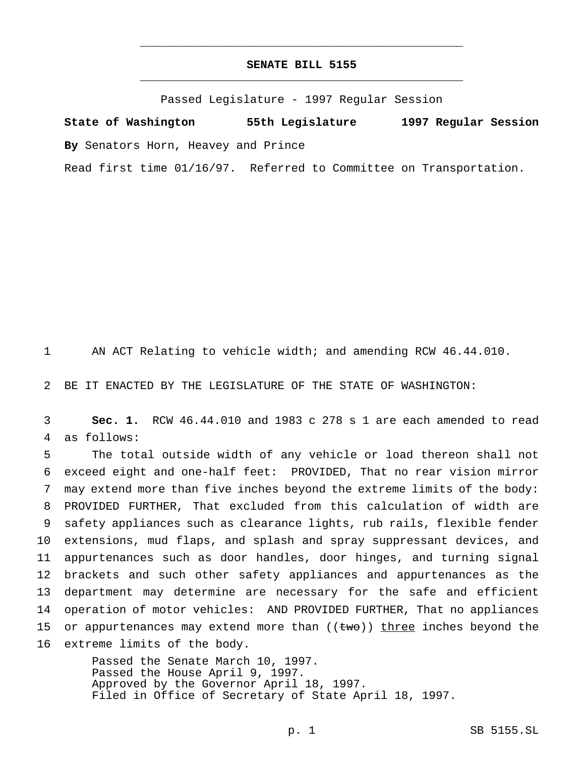# SENATE BILL 5155

Passed Legislature - 1997 Regular Session

**State of Washington 55th Legislature 1997 Regular Session**

**By** Senators Horn, Heavey and Prince

Read first time 01/16/97. Referred to Committee on Transportation.

AN ACT Relating to vehicle width; and amending RCW 46.44.010.

BE IT ENACTED BY THE LEGISLATURE OF THE STATE OF WASHINGTON:

**Sec. 1.** RCW 46.44.010 and 1983 c 278 s 1 are each amended to read as follows:

The total outside width of any vehicle or load thereon shall not exceed eight and one-half feet: PROVIDED, That no rear vision mirror may extend more than five inches beyond the extreme limits of the body: PROVIDED FURTHER, That excluded from this calculation of width are safety appliances such as clearance lights, rub rails, flexible fender extensions, mud flaps, and splash and spray suppressant devices, and appurtenances such as door handles, door hinges, and turning signal brackets and such other safety appliances and appurtenances as the department may determine are necessary for the safe and efficient operation of motor vehicles: AND PROVIDED FURTHER, That no appliances or appurtenances may extend more than ((~~two~~)) <u>three</u> inches beyond the extreme limits of the body.

Passed the Senate March 10, 1997.
Passed the House April 9, 1997.
Approved by the Governor April 18, 1997.
Filed in Office of Secretary of State April 18, 1997.